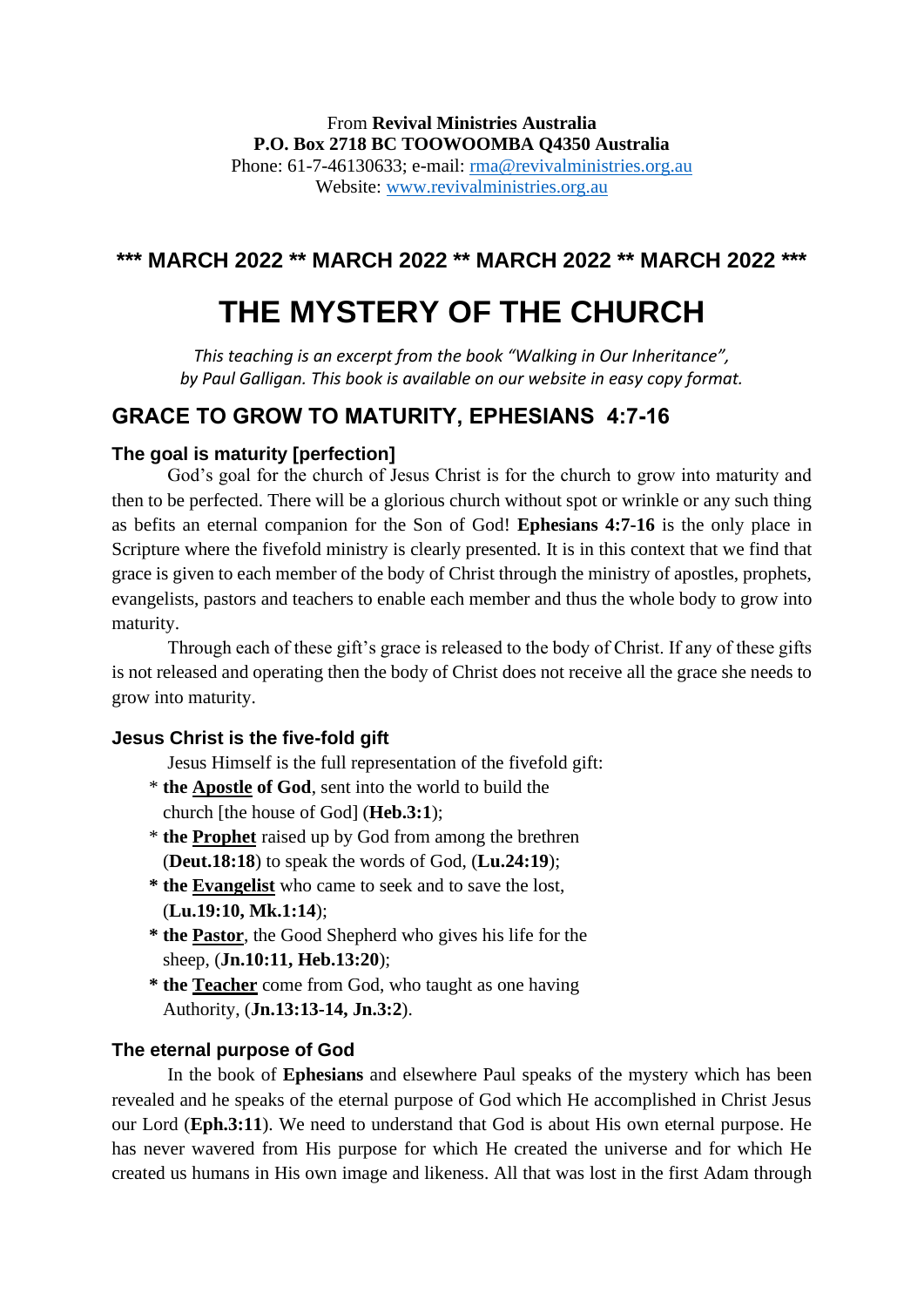From **Revival Ministries Australia**
**P.O. Box 2718 BC TOOWOOMBA Q4350 Australia**
Phone: 61-7-46130633; e-mail: rma@revivalministries.org.au
Website: www.revivalministries.org.au

**\*\*\* MARCH 2022 \*\* MARCH 2022 \*\* MARCH 2022 \*\* MARCH 2022 \*\*\***

# THE MYSTERY OF THE CHURCH

*This teaching is an excerpt from the book "Walking in Our Inheritance", by Paul Galligan. This book is available on our website in easy copy format.*

## GRACE TO GROW TO MATURITY, EPHESIANS 4:7-16

### The goal is maturity [perfection]

God's goal for the church of Jesus Christ is for the church to grow into maturity and then to be perfected. There will be a glorious church without spot or wrinkle or any such thing as befits an eternal companion for the Son of God! **Ephesians 4:7-16** is the only place in Scripture where the fivefold ministry is clearly presented. It is in this context that we find that grace is given to each member of the body of Christ through the ministry of apostles, prophets, evangelists, pastors and teachers to enable each member and thus the whole body to grow into maturity.

Through each of these gift's grace is released to the body of Christ. If any of these gifts is not released and operating then the body of Christ does not receive all the grace she needs to grow into maturity.

### Jesus Christ is the five-fold gift

Jesus Himself is the full representation of the fivefold gift:

* **the <u>Apostle</u> of God**, sent into the world to build the church [the house of God] (**Heb.3:1**);
* **the <u>Prophet</u>** raised up by God from among the brethren (**Deut.18:18**) to speak the words of God, (**Lu.24:19**);
* **the <u>Evangelist</u>** who came to seek and to save the lost, (**Lu.19:10, Mk.1:14**);
* **the <u>Pastor</u>**, the Good Shepherd who gives his life for the sheep, (**Jn.10:11, Heb.13:20**);
* **the <u>Teacher</u>** come from God, who taught as one having Authority, (**Jn.13:13-14, Jn.3:2**).

### The eternal purpose of God

In the book of **Ephesians** and elsewhere Paul speaks of the mystery which has been revealed and he speaks of the eternal purpose of God which He accomplished in Christ Jesus our Lord (**Eph.3:11**). We need to understand that God is about His own eternal purpose. He has never wavered from His purpose for which He created the universe and for which He created us humans in His own image and likeness. All that was lost in the first Adam through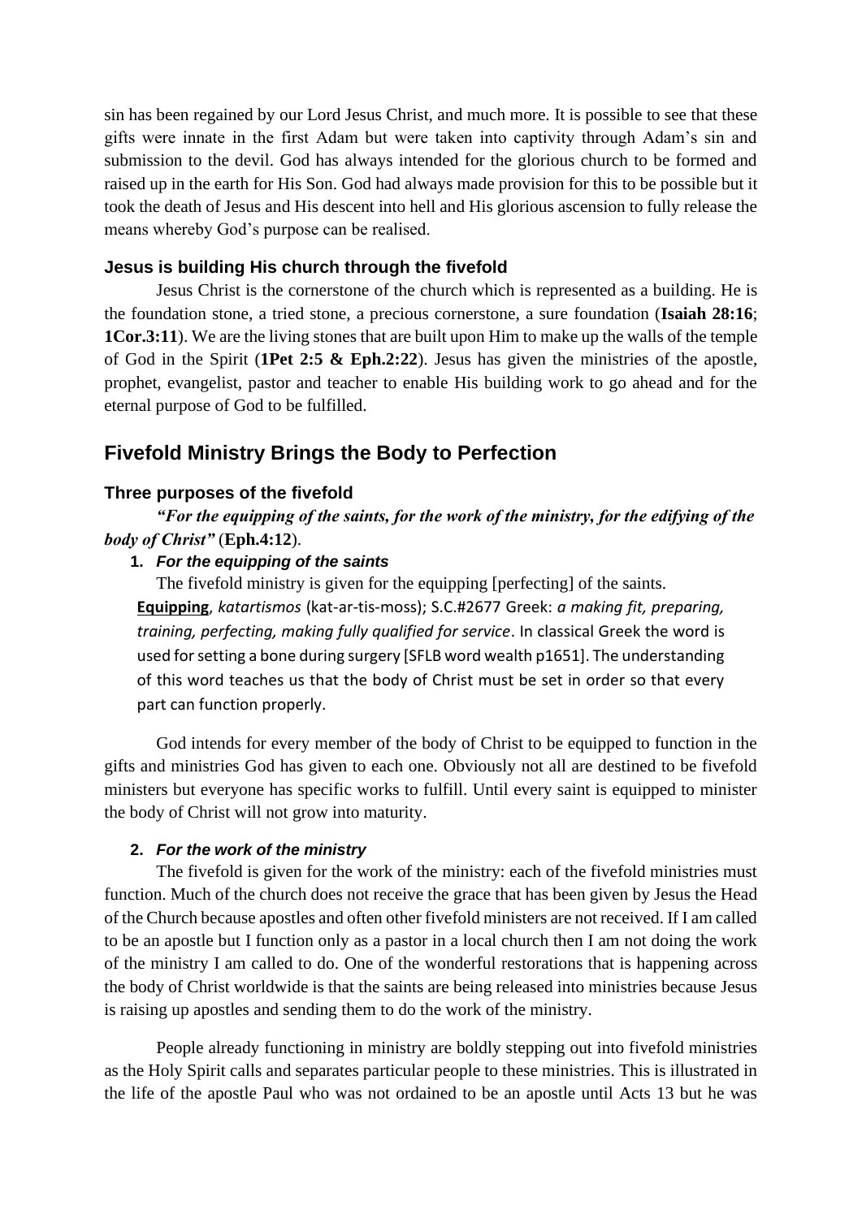sin has been regained by our Lord Jesus Christ, and much more. It is possible to see that these gifts were innate in the first Adam but were taken into captivity through Adam's sin and submission to the devil. God has always intended for the glorious church to be formed and raised up in the earth for His Son. God had always made provision for this to be possible but it took the death of Jesus and His descent into hell and His glorious ascension to fully release the means whereby God's purpose can be realised.

### Jesus is building His church through the fivefold

Jesus Christ is the cornerstone of the church which is represented as a building. He is the foundation stone, a tried stone, a precious cornerstone, a sure foundation (**Isaiah 28:16**; **1Cor.3:11**). We are the living stones that are built upon Him to make up the walls of the temple of God in the Spirit (**1Pet 2:5 & Eph.2:22**). Jesus has given the ministries of the apostle, prophet, evangelist, pastor and teacher to enable His building work to go ahead and for the eternal purpose of God to be fulfilled.

## Fivefold Ministry Brings the Body to Perfection

### Three purposes of the fivefold

***"For the equipping of the saints, for the work of the ministry, for the edifying of the body of Christ"*** (**Eph.4:12**).

1. ***For the equipping of the saints***

The fivefold ministry is given for the equipping [perfecting] of the saints.

**Equipping**, *katartismos* (kat-ar-tis-moss); S.C.#2677 Greek: *a making fit, preparing, training, perfecting, making fully qualified for service*. In classical Greek the word is used for setting a bone during surgery [SFLB word wealth p1651]. The understanding of this word teaches us that the body of Christ must be set in order so that every part can function properly.

God intends for every member of the body of Christ to be equipped to function in the gifts and ministries God has given to each one. Obviously not all are destined to be fivefold ministers but everyone has specific works to fulfill. Until every saint is equipped to minister the body of Christ will not grow into maturity.

2. ***For the work of the ministry***

The fivefold is given for the work of the ministry: each of the fivefold ministries must function. Much of the church does not receive the grace that has been given by Jesus the Head of the Church because apostles and often other fivefold ministers are not received. If I am called to be an apostle but I function only as a pastor in a local church then I am not doing the work of the ministry I am called to do. One of the wonderful restorations that is happening across the body of Christ worldwide is that the saints are being released into ministries because Jesus is raising up apostles and sending them to do the work of the ministry.

People already functioning in ministry are boldly stepping out into fivefold ministries as the Holy Spirit calls and separates particular people to these ministries. This is illustrated in the life of the apostle Paul who was not ordained to be an apostle until Acts 13 but he was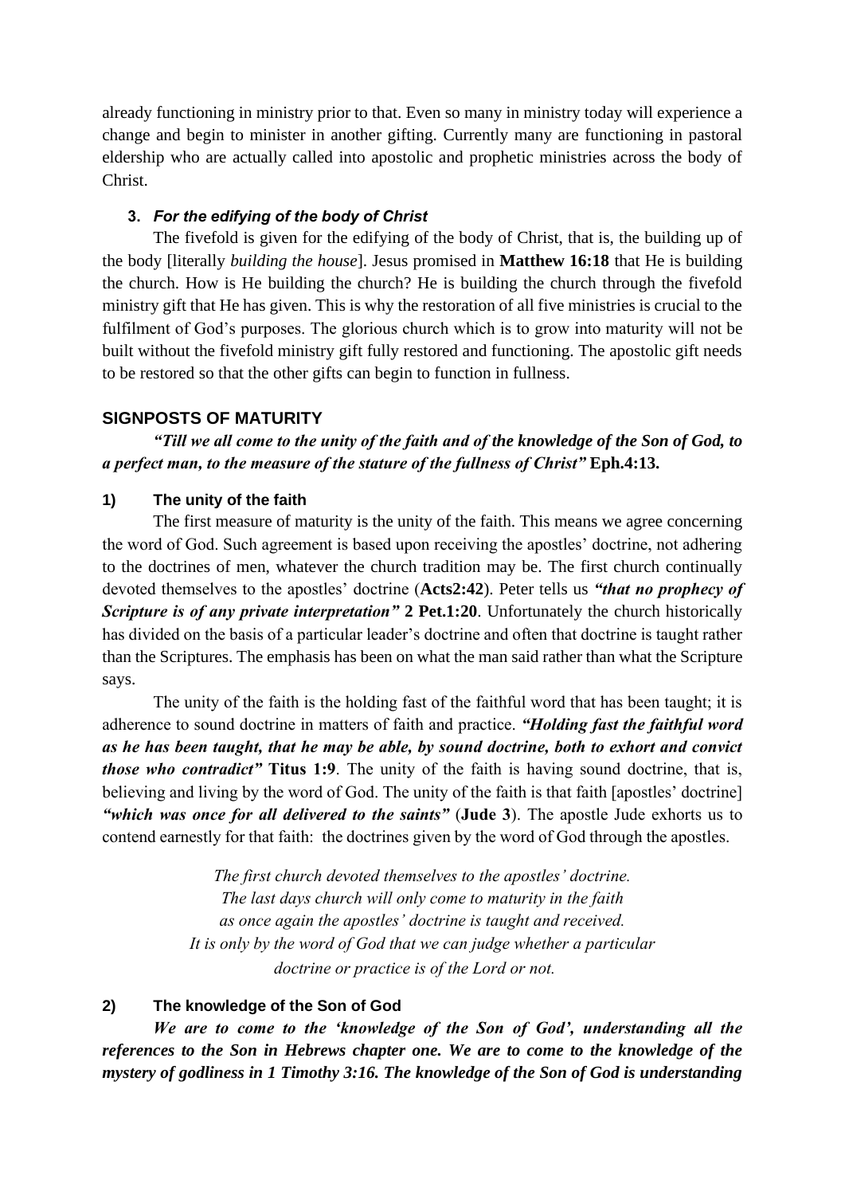already functioning in ministry prior to that. Even so many in ministry today will experience a change and begin to minister in another gifting. Currently many are functioning in pastoral eldership who are actually called into apostolic and prophetic ministries across the body of Christ.

### 3. *For the edifying of the body of Christ*

The fivefold is given for the edifying of the body of Christ, that is, the building up of the body [literally *building the house*]. Jesus promised in **Matthew 16:18** that He is building the church. How is He building the church? He is building the church through the fivefold ministry gift that He has given. This is why the restoration of all five ministries is crucial to the fulfilment of God's purposes. The glorious church which is to grow into maturity will not be built without the fivefold ministry gift fully restored and functioning. The apostolic gift needs to be restored so that the other gifts can begin to function in fullness.

## SIGNPOSTS OF MATURITY

***"Till we all come to the unity of the faith and of the knowledge of the Son of God, to a perfect man, to the measure of the stature of the fullness of Christ"*** **Eph.4:13.**

### 1) The unity of the faith

The first measure of maturity is the unity of the faith. This means we agree concerning the word of God. Such agreement is based upon receiving the apostles' doctrine, not adhering to the doctrines of men, whatever the church tradition may be. The first church continually devoted themselves to the apostles' doctrine (**Acts2:42**). Peter tells us ***"that no prophecy of Scripture is of any private interpretation"*** **2 Pet.1:20**. Unfortunately the church historically has divided on the basis of a particular leader's doctrine and often that doctrine is taught rather than the Scriptures. The emphasis has been on what the man said rather than what the Scripture says.

The unity of the faith is the holding fast of the faithful word that has been taught; it is adherence to sound doctrine in matters of faith and practice. ***"Holding fast the faithful word as he has been taught, that he may be able, by sound doctrine, both to exhort and convict those who contradict"*** **Titus 1:9**. The unity of the faith is having sound doctrine, that is, believing and living by the word of God. The unity of the faith is that faith [apostles' doctrine] ***"which was once for all delivered to the saints"*** (**Jude 3**). The apostle Jude exhorts us to contend earnestly for that faith: the doctrines given by the word of God through the apostles.

*The first church devoted themselves to the apostles' doctrine.*
*The last days church will only come to maturity in the faith*
*as once again the apostles' doctrine is taught and received.*
*It is only by the word of God that we can judge whether a particular*
*doctrine or practice is of the Lord or not.*

### 2) The knowledge of the Son of God

***We are to come to the 'knowledge of the Son of God', understanding all the references to the Son in Hebrews chapter one. We are to come to the knowledge of the mystery of godliness in 1 Timothy 3:16. The knowledge of the Son of God is understanding***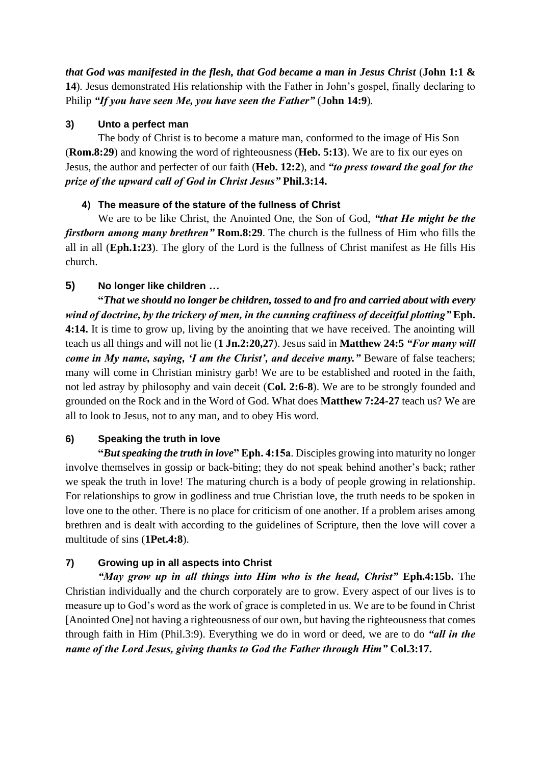***that God was manifested in the flesh, that God became a man in Jesus Christ*** (**John 1:1 & 14**). Jesus demonstrated His relationship with the Father in John's gospel, finally declaring to Philip ***"If you have seen Me, you have seen the Father"*** (**John 14:9**).

### 3) Unto a perfect man

The body of Christ is to become a mature man, conformed to the image of His Son (**Rom.8:29**) and knowing the word of righteousness (**Heb. 5:13**). We are to fix our eyes on Jesus, the author and perfecter of our faith (**Heb. 12:2**), and ***"to press toward the goal for the prize of the upward call of God in Christ Jesus"*** **Phil.3:14.**

### 4) The measure of the stature of the fullness of Christ

We are to be like Christ, the Anointed One, the Son of God, ***"that He might be the firstborn among many brethren"*** **Rom.8:29**. The church is the fullness of Him who fills the all in all (**Eph.1:23**). The glory of the Lord is the fullness of Christ manifest as He fills His church.

### 5) No longer like children …

**"*That we should no longer be children, tossed to and fro and carried about with every wind of doctrine, by the trickery of men, in the cunning craftiness of deceitful plotting"*** **Eph. 4:14.** It is time to grow up, living by the anointing that we have received. The anointing will teach us all things and will not lie (**1 Jn.2:20,27**). Jesus said in **Matthew 24:5** ***"For many will come in My name, saying, 'I am the Christ', and deceive many."*** Beware of false teachers; many will come in Christian ministry garb! We are to be established and rooted in the faith, not led astray by philosophy and vain deceit (**Col. 2:6-8**). We are to be strongly founded and grounded on the Rock and in the Word of God. What does **Matthew 7:24-27** teach us? We are all to look to Jesus, not to any man, and to obey His word.

### 6) Speaking the truth in love

**"*But speaking the truth in love*" Eph. 4:15a**. Disciples growing into maturity no longer involve themselves in gossip or back-biting; they do not speak behind another's back; rather we speak the truth in love! The maturing church is a body of people growing in relationship. For relationships to grow in godliness and true Christian love, the truth needs to be spoken in love one to the other. There is no place for criticism of one another. If a problem arises among brethren and is dealt with according to the guidelines of Scripture, then the love will cover a multitude of sins (**1Pet.4:8**).

### 7) Growing up in all aspects into Christ

***"May grow up in all things into Him who is the head, Christ"*** **Eph.4:15b.** The Christian individually and the church corporately are to grow. Every aspect of our lives is to measure up to God's word as the work of grace is completed in us. We are to be found in Christ [Anointed One] not having a righteousness of our own, but having the righteousness that comes through faith in Him (Phil.3:9). Everything we do in word or deed, we are to do ***"all in the name of the Lord Jesus, giving thanks to God the Father through Him"*** **Col.3:17.**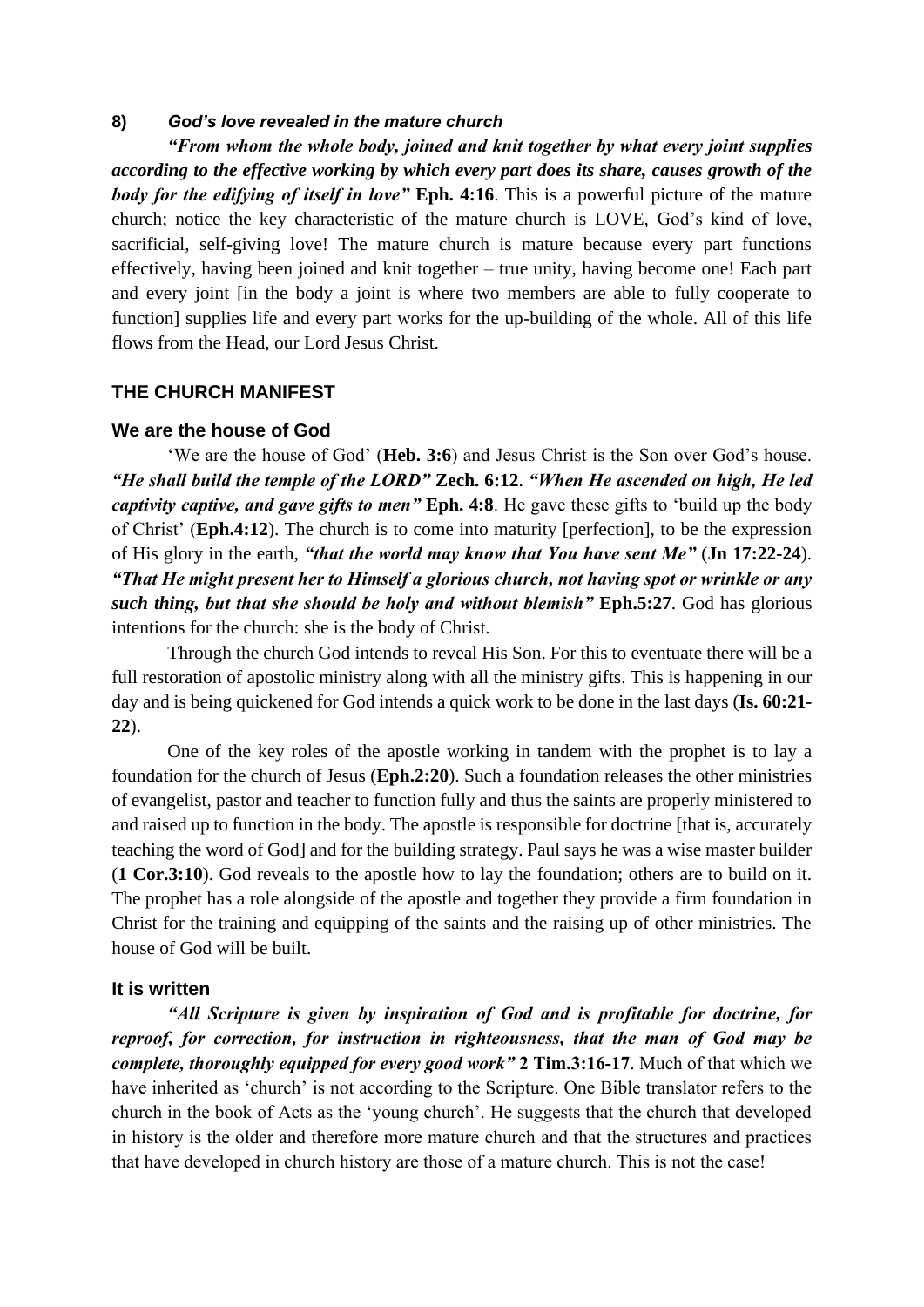**8)** ***God's love revealed in the mature church***

***"From whom the whole body, joined and knit together by what every joint supplies according to the effective working by which every part does its share, causes growth of the body for the edifying of itself in love"*** **Eph. 4:16**. This is a powerful picture of the mature church; notice the key characteristic of the mature church is LOVE, God's kind of love, sacrificial, self-giving love! The mature church is mature because every part functions effectively, having been joined and knit together – true unity, having become one! Each part and every joint [in the body a joint is where two members are able to fully cooperate to function] supplies life and every part works for the up-building of the whole. All of this life flows from the Head, our Lord Jesus Christ.

## THE CHURCH MANIFEST

### We are the house of God

'We are the house of God' (**Heb. 3:6**) and Jesus Christ is the Son over God's house. ***"He shall build the temple of the LORD"*** **Zech. 6:12**. ***"When He ascended on high, He led captivity captive, and gave gifts to men"*** **Eph. 4:8**. He gave these gifts to 'build up the body of Christ' (**Eph.4:12**). The church is to come into maturity [perfection], to be the expression of His glory in the earth, ***"that the world may know that You have sent Me"*** (**Jn 17:22-24**). ***"That He might present her to Himself a glorious church, not having spot or wrinkle or any such thing, but that she should be holy and without blemish"*** **Eph.5:27**. God has glorious intentions for the church: she is the body of Christ.

Through the church God intends to reveal His Son. For this to eventuate there will be a full restoration of apostolic ministry along with all the ministry gifts. This is happening in our day and is being quickened for God intends a quick work to be done in the last days (**Is. 60:21-22**).

One of the key roles of the apostle working in tandem with the prophet is to lay a foundation for the church of Jesus (**Eph.2:20**). Such a foundation releases the other ministries of evangelist, pastor and teacher to function fully and thus the saints are properly ministered to and raised up to function in the body. The apostle is responsible for doctrine [that is, accurately teaching the word of God] and for the building strategy. Paul says he was a wise master builder (**1 Cor.3:10**). God reveals to the apostle how to lay the foundation; others are to build on it. The prophet has a role alongside of the apostle and together they provide a firm foundation in Christ for the training and equipping of the saints and the raising up of other ministries. The house of God will be built.

### It is written

***"All Scripture is given by inspiration of God and is profitable for doctrine, for reproof, for correction, for instruction in righteousness, that the man of God may be complete, thoroughly equipped for every good work"*** **2 Tim.3:16-17**. Much of that which we have inherited as 'church' is not according to the Scripture. One Bible translator refers to the church in the book of Acts as the 'young church'. He suggests that the church that developed in history is the older and therefore more mature church and that the structures and practices that have developed in church history are those of a mature church. This is not the case!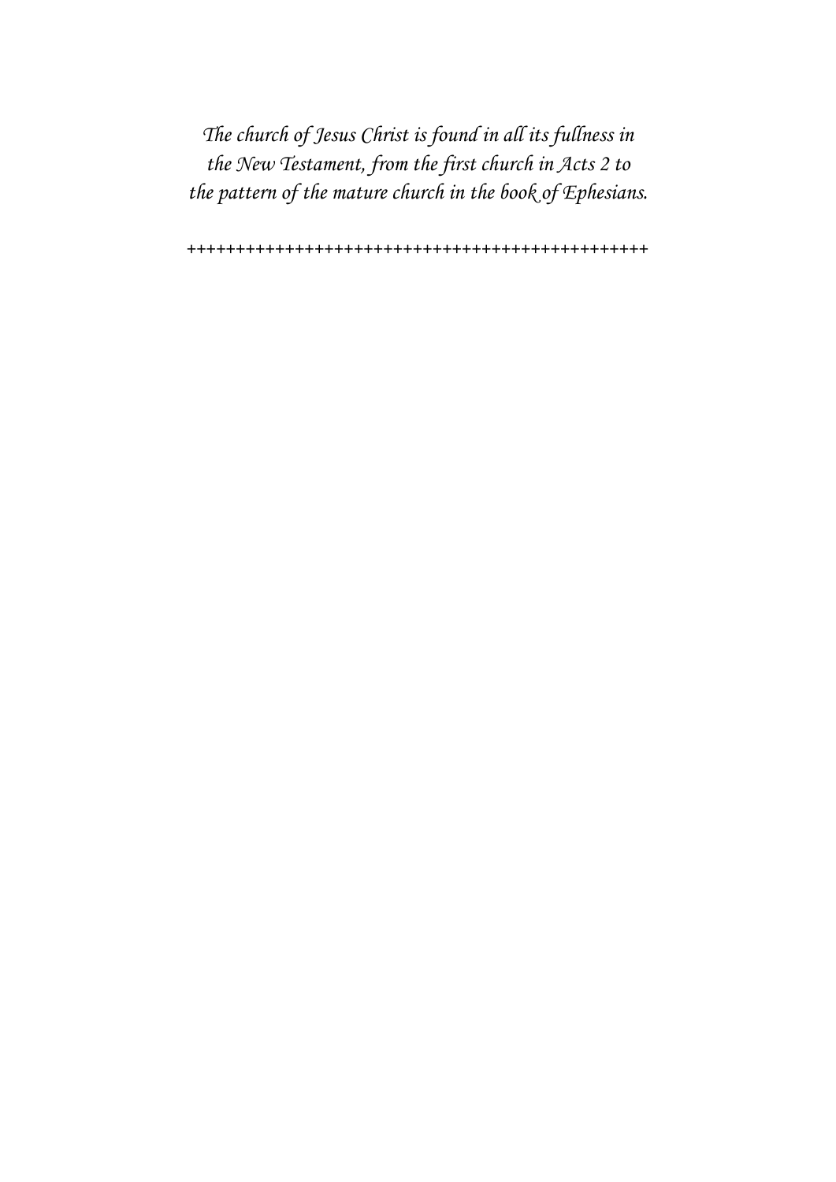*The church of Jesus Christ is found in all its fullness in the New Testament, from the first church in Acts 2 to the pattern of the mature church in the book of Ephesians.*

++++++++++++++++++++++++++++++++++++++++++++++++